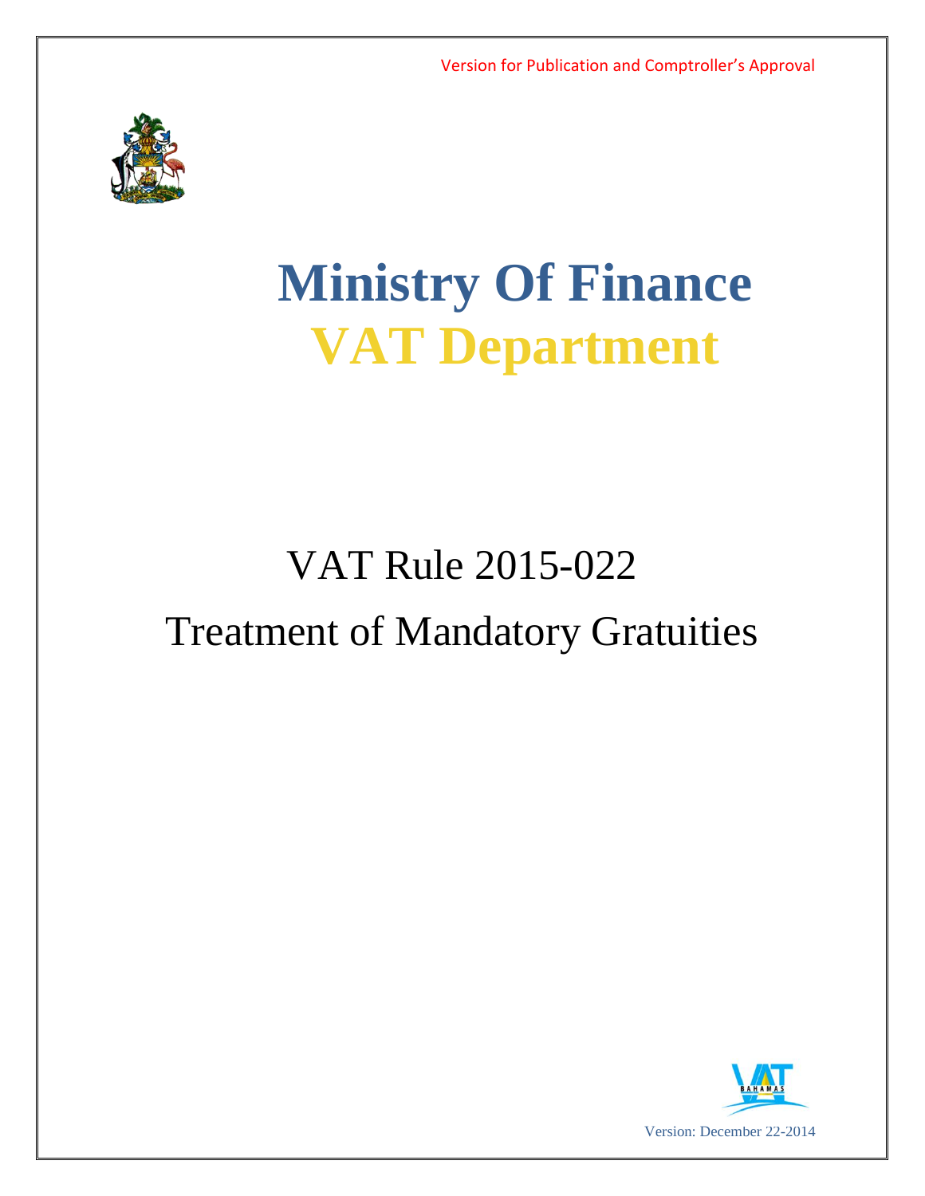Version for Publication and Comptroller's Approval

# Ministry Of Finance

# VAT Department

## VAT Rule 2015-022

## Treatment of Mandatory Gratuities

Version: December 22-2014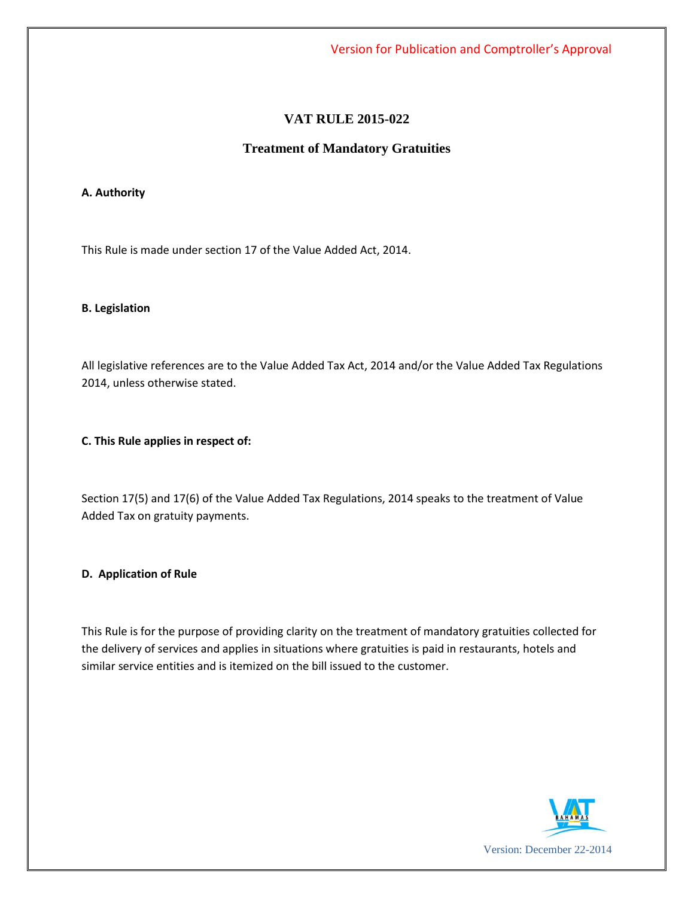Version for Publication and Comptroller's Approval

# VAT RULE 2015-022

## Treatment of Mandatory Gratuities

**A. Authority**

This Rule is made under section 17 of the Value Added Act, 2014.

**B. Legislation**

All legislative references are to the Value Added Tax Act, 2014 and/or the Value Added Tax Regulations 2014, unless otherwise stated.

**C. This Rule applies in respect of:**

Section 17(5) and 17(6) of the Value Added Tax Regulations, 2014 speaks to the treatment of Value Added Tax on gratuity payments.

**D. Application of Rule**

This Rule is for the purpose of providing clarity on the treatment of mandatory gratuities collected for the delivery of services and applies in situations where gratuities is paid in restaurants, hotels and similar service entities and is itemized on the bill issued to the customer.

Version: December 22-2014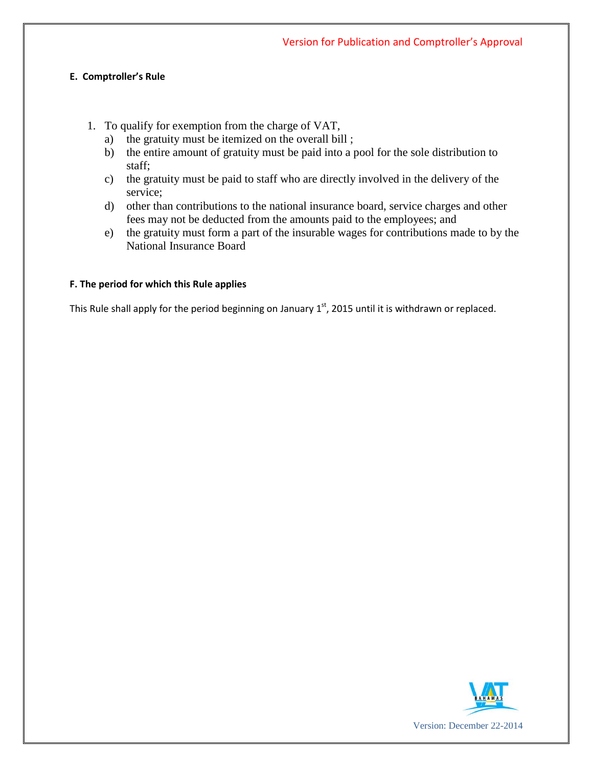## E. Comptroller's Rule

1. To qualify for exemption from the charge of VAT,
   a) the gratuity must be itemized on the overall bill ;
   b) the entire amount of gratuity must be paid into a pool for the sole distribution to staff;
   c) the gratuity must be paid to staff who are directly involved in the delivery of the service;
   d) other than contributions to the national insurance board, service charges and other fees may not be deducted from the amounts paid to the employees; and
   e) the gratuity must form a part of the insurable wages for contributions made to by the National Insurance Board

## F. The period for which this Rule applies

This Rule shall apply for the period beginning on January 1st, 2015 until it is withdrawn or replaced.